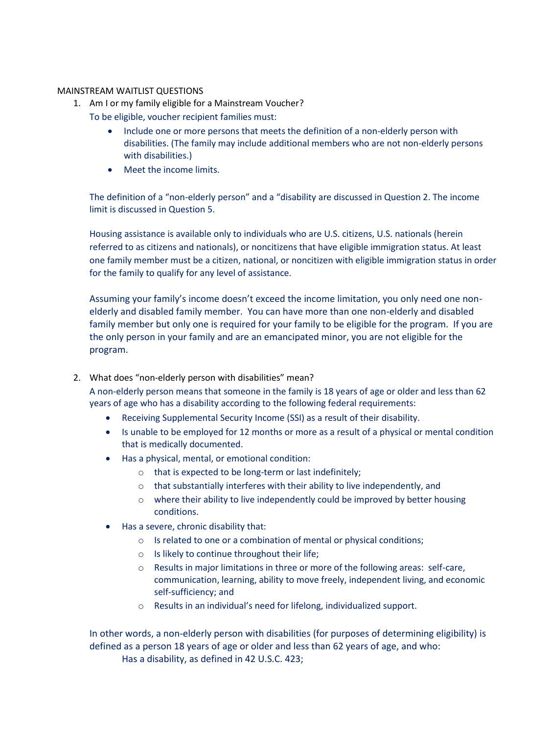MAINSTREAM WAITLIST QUESTIONS

1. Am I or my family eligible for a Mainstream Voucher?

   To be eligible, voucher recipient families must:

   - Include one or more persons that meets the definition of a non-elderly person with disabilities. (The family may include additional members who are not non-elderly persons with disabilities.)
   - Meet the income limits.

   The definition of a "non-elderly person" and a "disability are discussed in Question 2. The income limit is discussed in Question 5.

   Housing assistance is available only to individuals who are U.S. citizens, U.S. nationals (herein referred to as citizens and nationals), or noncitizens that have eligible immigration status. At least one family member must be a citizen, national, or noncitizen with eligible immigration status in order for the family to qualify for any level of assistance.

   Assuming your family's income doesn't exceed the income limitation, you only need one non-elderly and disabled family member. You can have more than one non-elderly and disabled family member but only one is required for your family to be eligible for the program. If you are the only person in your family and are an emancipated minor, you are not eligible for the program.

2. What does "non-elderly person with disabilities" mean?

   A non-elderly person means that someone in the family is 18 years of age or older and less than 62 years of age who has a disability according to the following federal requirements:

   - Receiving Supplemental Security Income (SSI) as a result of their disability.
   - Is unable to be employed for 12 months or more as a result of a physical or mental condition that is medically documented.
   - Has a physical, mental, or emotional condition:
     - that is expected to be long-term or last indefinitely;
     - that substantially interferes with their ability to live independently, and
     - where their ability to live independently could be improved by better housing conditions.
   - Has a severe, chronic disability that:
     - Is related to one or a combination of mental or physical conditions;
     - Is likely to continue throughout their life;
     - Results in major limitations in three or more of the following areas: self-care, communication, learning, ability to move freely, independent living, and economic self-sufficiency; and
     - Results in an individual's need for lifelong, individualized support.

   In other words, a non-elderly person with disabilities (for purposes of determining eligibility) is defined as a person 18 years of age or older and less than 62 years of age, and who:

   Has a disability, as defined in 42 U.S.C. 423;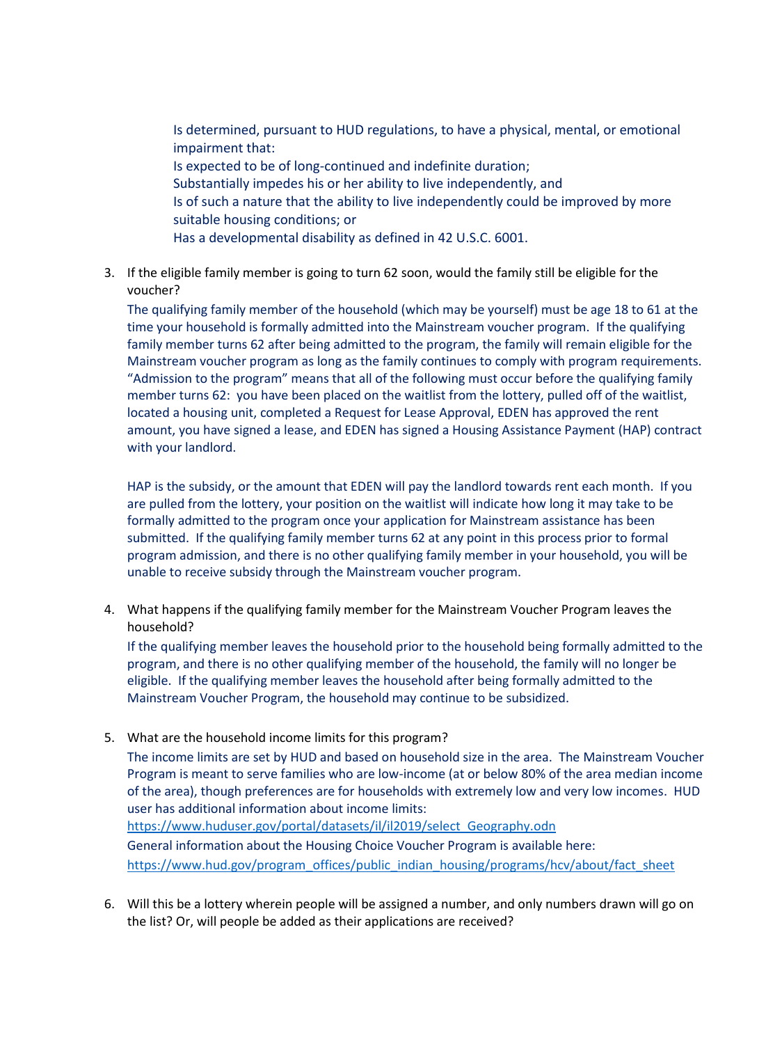Is determined, pursuant to HUD regulations, to have a physical, mental, or emotional impairment that:
Is expected to be of long-continued and indefinite duration;
Substantially impedes his or her ability to live independently, and
Is of such a nature that the ability to live independently could be improved by more suitable housing conditions; or
Has a developmental disability as defined in 42 U.S.C. 6001.

3. If the eligible family member is going to turn 62 soon, would the family still be eligible for the voucher?

   The qualifying family member of the household (which may be yourself) must be age 18 to 61 at the time your household is formally admitted into the Mainstream voucher program. If the qualifying family member turns 62 after being admitted to the program, the family will remain eligible for the Mainstream voucher program as long as the family continues to comply with program requirements. "Admission to the program" means that all of the following must occur before the qualifying family member turns 62: you have been placed on the waitlist from the lottery, pulled off of the waitlist, located a housing unit, completed a Request for Lease Approval, EDEN has approved the rent amount, you have signed a lease, and EDEN has signed a Housing Assistance Payment (HAP) contract with your landlord.

   HAP is the subsidy, or the amount that EDEN will pay the landlord towards rent each month. If you are pulled from the lottery, your position on the waitlist will indicate how long it may take to be formally admitted to the program once your application for Mainstream assistance has been submitted. If the qualifying family member turns 62 at any point in this process prior to formal program admission, and there is no other qualifying family member in your household, you will be unable to receive subsidy through the Mainstream voucher program.

4. What happens if the qualifying family member for the Mainstream Voucher Program leaves the household?

   If the qualifying member leaves the household prior to the household being formally admitted to the program, and there is no other qualifying member of the household, the family will no longer be eligible. If the qualifying member leaves the household after being formally admitted to the Mainstream Voucher Program, the household may continue to be subsidized.

5. What are the household income limits for this program?

   The income limits are set by HUD and based on household size in the area. The Mainstream Voucher Program is meant to serve families who are low-income (at or below 80% of the area median income of the area), though preferences are for households with extremely low and very low incomes. HUD user has additional information about income limits:
   https://www.huduser.gov/portal/datasets/il/il2019/select_Geography.odn
   General information about the Housing Choice Voucher Program is available here:
   https://www.hud.gov/program_offices/public_indian_housing/programs/hcv/about/fact_sheet

6. Will this be a lottery wherein people will be assigned a number, and only numbers drawn will go on the list? Or, will people be added as their applications are received?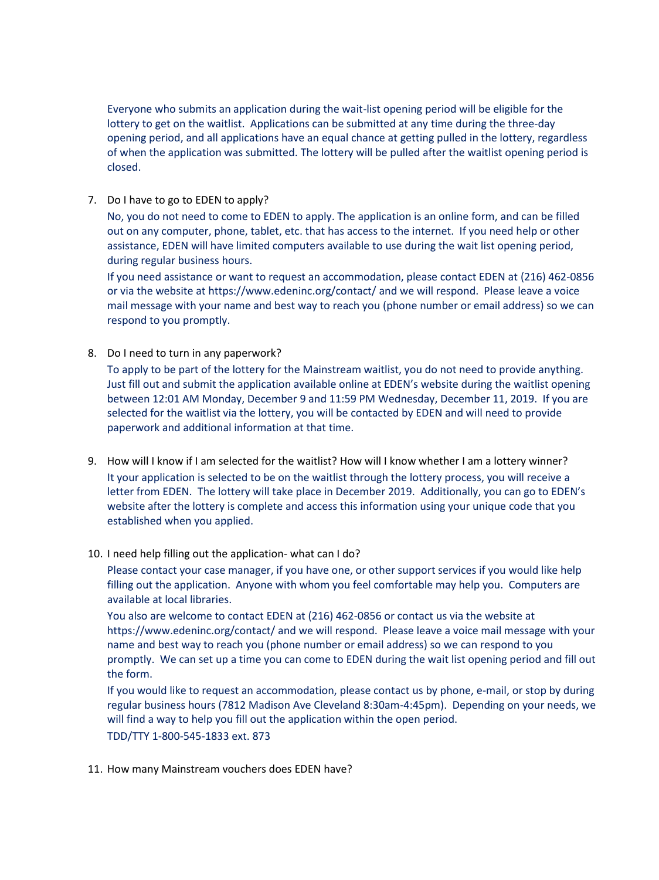Everyone who submits an application during the wait-list opening period will be eligible for the lottery to get on the waitlist. Applications can be submitted at any time during the three-day opening period, and all applications have an equal chance at getting pulled in the lottery, regardless of when the application was submitted. The lottery will be pulled after the waitlist opening period is closed.

7. Do I have to go to EDEN to apply?

   No, you do not need to come to EDEN to apply. The application is an online form, and can be filled out on any computer, phone, tablet, etc. that has access to the internet. If you need help or other assistance, EDEN will have limited computers available to use during the wait list opening period, during regular business hours.

   If you need assistance or want to request an accommodation, please contact EDEN at (216) 462-0856 or via the website at https://www.edeninc.org/contact/ and we will respond. Please leave a voice mail message with your name and best way to reach you (phone number or email address) so we can respond to you promptly.

8. Do I need to turn in any paperwork?

   To apply to be part of the lottery for the Mainstream waitlist, you do not need to provide anything. Just fill out and submit the application available online at EDEN's website during the waitlist opening between 12:01 AM Monday, December 9 and 11:59 PM Wednesday, December 11, 2019. If you are selected for the waitlist via the lottery, you will be contacted by EDEN and will need to provide paperwork and additional information at that time.

9. How will I know if I am selected for the waitlist? How will I know whether I am a lottery winner?

   It your application is selected to be on the waitlist through the lottery process, you will receive a letter from EDEN. The lottery will take place in December 2019. Additionally, you can go to EDEN's website after the lottery is complete and access this information using your unique code that you established when you applied.

10. I need help filling out the application- what can I do?

    Please contact your case manager, if you have one, or other support services if you would like help filling out the application. Anyone with whom you feel comfortable may help you. Computers are available at local libraries.

    You also are welcome to contact EDEN at (216) 462-0856 or contact us via the website at https://www.edeninc.org/contact/ and we will respond. Please leave a voice mail message with your name and best way to reach you (phone number or email address) so we can respond to you promptly. We can set up a time you can come to EDEN during the wait list opening period and fill out the form.

    If you would like to request an accommodation, please contact us by phone, e-mail, or stop by during regular business hours (7812 Madison Ave Cleveland 8:30am-4:45pm). Depending on your needs, we will find a way to help you fill out the application within the open period.

    TDD/TTY 1-800-545-1833 ext. 873

11. How many Mainstream vouchers does EDEN have?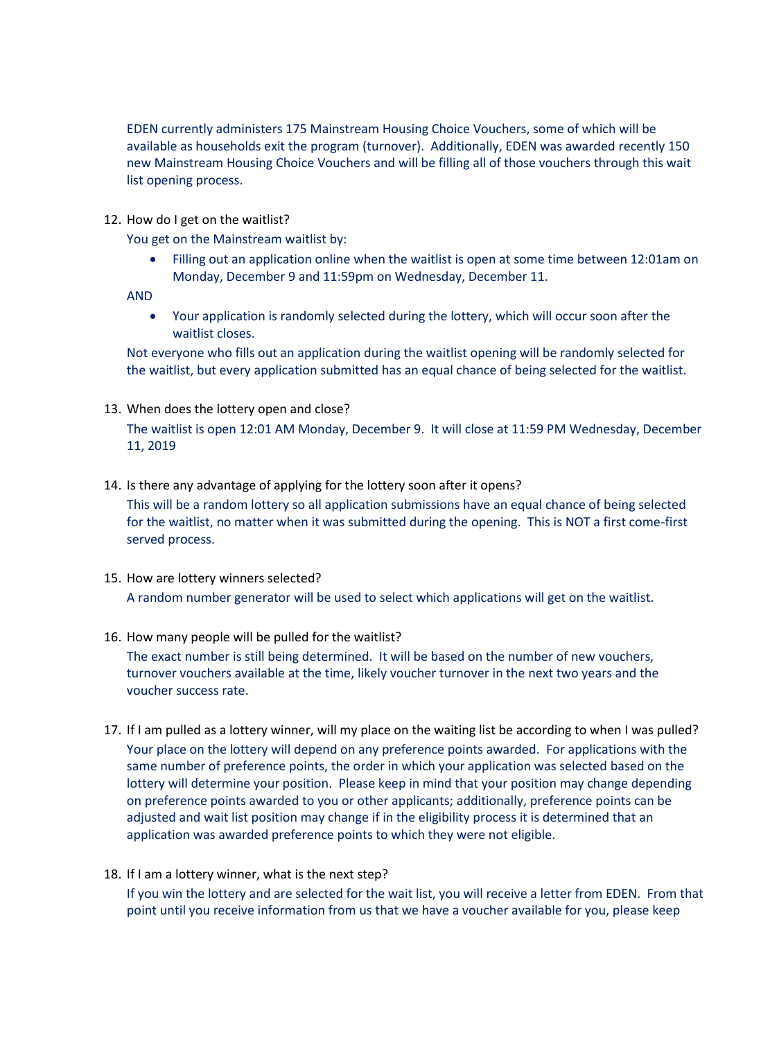EDEN currently administers 175 Mainstream Housing Choice Vouchers, some of which will be available as households exit the program (turnover). Additionally, EDEN was awarded recently 150 new Mainstream Housing Choice Vouchers and will be filling all of those vouchers through this wait list opening process.

12. How do I get on the waitlist?

    You get on the Mainstream waitlist by:

    - Filling out an application online when the waitlist is open at some time between 12:01am on Monday, December 9 and 11:59pm on Wednesday, December 11.

    AND

    - Your application is randomly selected during the lottery, which will occur soon after the waitlist closes.

    Not everyone who fills out an application during the waitlist opening will be randomly selected for the waitlist, but every application submitted has an equal chance of being selected for the waitlist.

13. When does the lottery open and close?

    The waitlist is open 12:01 AM Monday, December 9. It will close at 11:59 PM Wednesday, December 11, 2019

14. Is there any advantage of applying for the lottery soon after it opens?

    This will be a random lottery so all application submissions have an equal chance of being selected for the waitlist, no matter when it was submitted during the opening. This is NOT a first come-first served process.

15. How are lottery winners selected?

    A random number generator will be used to select which applications will get on the waitlist.

16. How many people will be pulled for the waitlist?

    The exact number is still being determined. It will be based on the number of new vouchers, turnover vouchers available at the time, likely voucher turnover in the next two years and the voucher success rate.

17. If I am pulled as a lottery winner, will my place on the waiting list be according to when I was pulled?

    Your place on the lottery will depend on any preference points awarded. For applications with the same number of preference points, the order in which your application was selected based on the lottery will determine your position. Please keep in mind that your position may change depending on preference points awarded to you or other applicants; additionally, preference points can be adjusted and wait list position may change if in the eligibility process it is determined that an application was awarded preference points to which they were not eligible.

18. If I am a lottery winner, what is the next step?

    If you win the lottery and are selected for the wait list, you will receive a letter from EDEN. From that point until you receive information from us that we have a voucher available for you, please keep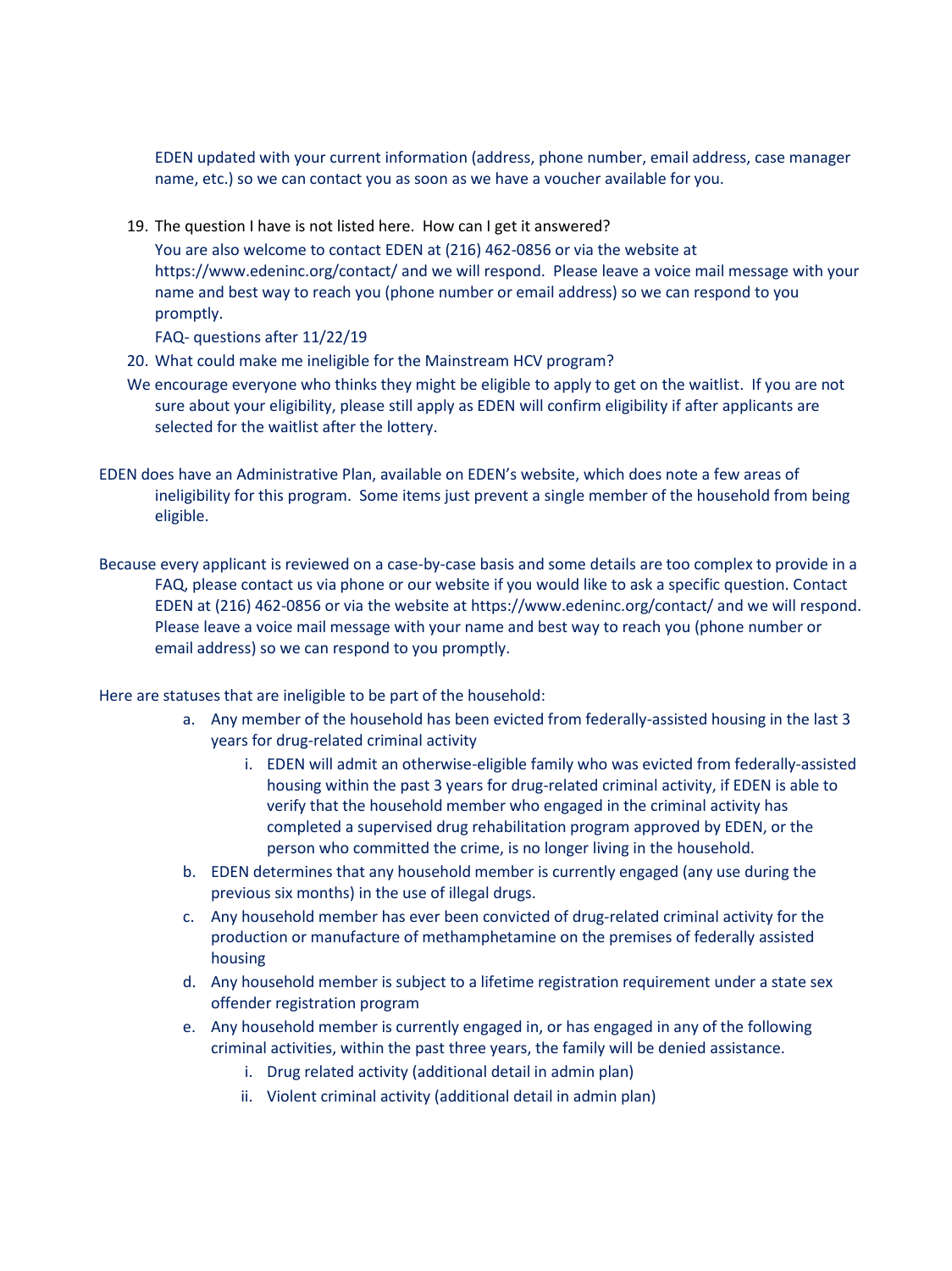EDEN updated with your current information (address, phone number, email address, case manager name, etc.) so we can contact you as soon as we have a voucher available for you.

19. The question I have is not listed here. How can I get it answered?

    You are also welcome to contact EDEN at (216) 462-0856 or via the website at https://www.edeninc.org/contact/ and we will respond. Please leave a voice mail message with your name and best way to reach you (phone number or email address) so we can respond to you promptly.

    FAQ- questions after 11/22/19

20. What could make me ineligible for the Mainstream HCV program?

We encourage everyone who thinks they might be eligible to apply to get on the waitlist. If you are not sure about your eligibility, please still apply as EDEN will confirm eligibility if after applicants are selected for the waitlist after the lottery.

EDEN does have an Administrative Plan, available on EDEN's website, which does note a few areas of ineligibility for this program. Some items just prevent a single member of the household from being eligible.

Because every applicant is reviewed on a case-by-case basis and some details are too complex to provide in a FAQ, please contact us via phone or our website if you would like to ask a specific question. Contact EDEN at (216) 462-0856 or via the website at https://www.edeninc.org/contact/ and we will respond. Please leave a voice mail message with your name and best way to reach you (phone number or email address) so we can respond to you promptly.

Here are statuses that are ineligible to be part of the household:

a. Any member of the household has been evicted from federally-assisted housing in the last 3 years for drug-related criminal activity
   i. EDEN will admit an otherwise-eligible family who was evicted from federally-assisted housing within the past 3 years for drug-related criminal activity, if EDEN is able to verify that the household member who engaged in the criminal activity has completed a supervised drug rehabilitation program approved by EDEN, or the person who committed the crime, is no longer living in the household.
b. EDEN determines that any household member is currently engaged (any use during the previous six months) in the use of illegal drugs.
c. Any household member has ever been convicted of drug-related criminal activity for the production or manufacture of methamphetamine on the premises of federally assisted housing
d. Any household member is subject to a lifetime registration requirement under a state sex offender registration program
e. Any household member is currently engaged in, or has engaged in any of the following criminal activities, within the past three years, the family will be denied assistance.
   i. Drug related activity (additional detail in admin plan)
   ii. Violent criminal activity (additional detail in admin plan)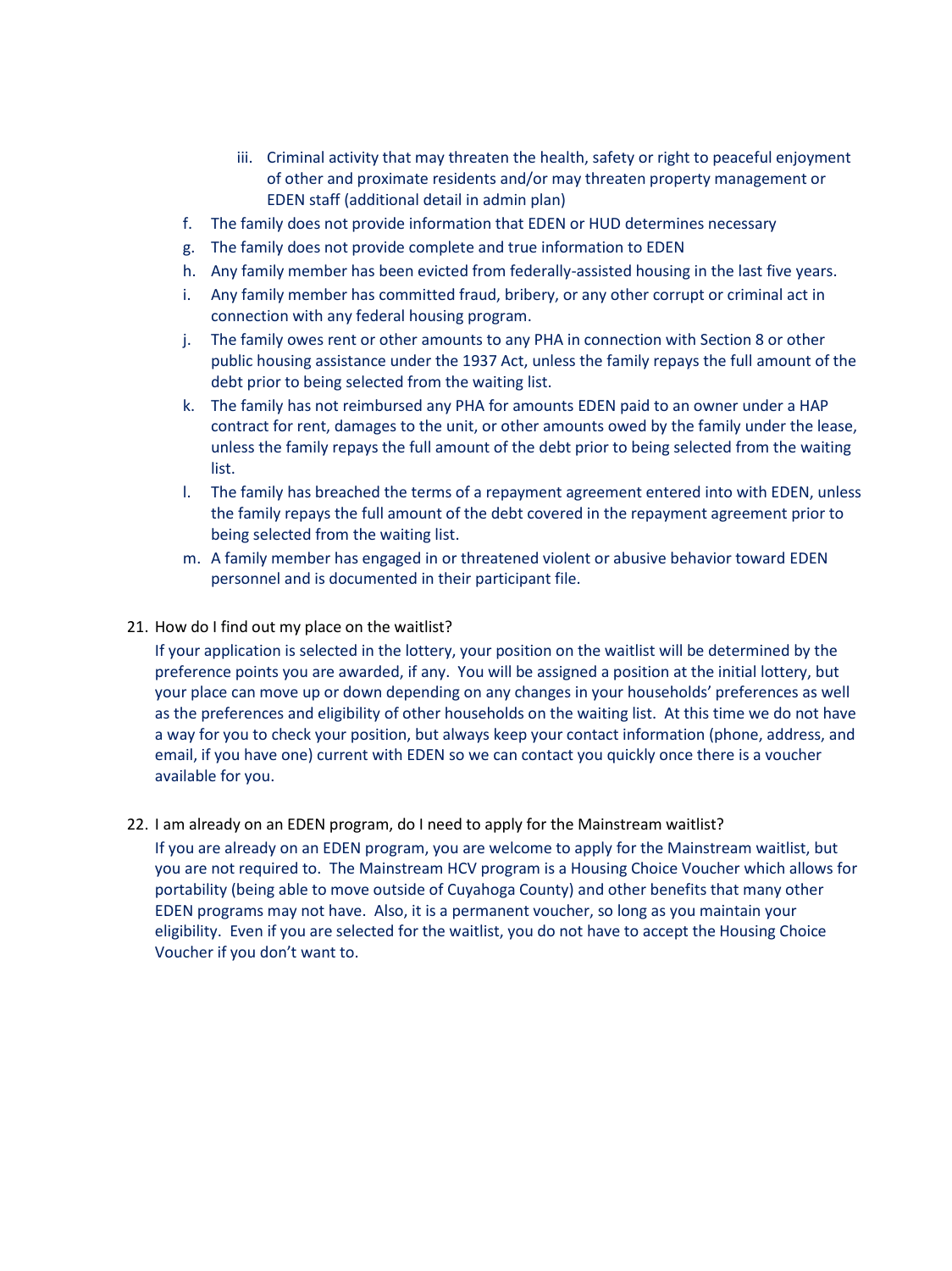iii. Criminal activity that may threaten the health, safety or right to peaceful enjoyment of other and proximate residents and/or may threaten property management or EDEN staff (additional detail in admin plan)

f. The family does not provide information that EDEN or HUD determines necessary
g. The family does not provide complete and true information to EDEN
h. Any family member has been evicted from federally-assisted housing in the last five years.
i. Any family member has committed fraud, bribery, or any other corrupt or criminal act in connection with any federal housing program.
j. The family owes rent or other amounts to any PHA in connection with Section 8 or other public housing assistance under the 1937 Act, unless the family repays the full amount of the debt prior to being selected from the waiting list.
k. The family has not reimbursed any PHA for amounts EDEN paid to an owner under a HAP contract for rent, damages to the unit, or other amounts owed by the family under the lease, unless the family repays the full amount of the debt prior to being selected from the waiting list.
l. The family has breached the terms of a repayment agreement entered into with EDEN, unless the family repays the full amount of the debt covered in the repayment agreement prior to being selected from the waiting list.
m. A family member has engaged in or threatened violent or abusive behavior toward EDEN personnel and is documented in their participant file.

21. How do I find out my place on the waitlist?

    If your application is selected in the lottery, your position on the waitlist will be determined by the preference points you are awarded, if any. You will be assigned a position at the initial lottery, but your place can move up or down depending on any changes in your households' preferences as well as the preferences and eligibility of other households on the waiting list. At this time we do not have a way for you to check your position, but always keep your contact information (phone, address, and email, if you have one) current with EDEN so we can contact you quickly once there is a voucher available for you.

22. I am already on an EDEN program, do I need to apply for the Mainstream waitlist?

    If you are already on an EDEN program, you are welcome to apply for the Mainstream waitlist, but you are not required to. The Mainstream HCV program is a Housing Choice Voucher which allows for portability (being able to move outside of Cuyahoga County) and other benefits that many other EDEN programs may not have. Also, it is a permanent voucher, so long as you maintain your eligibility. Even if you are selected for the waitlist, you do not have to accept the Housing Choice Voucher if you don't want to.